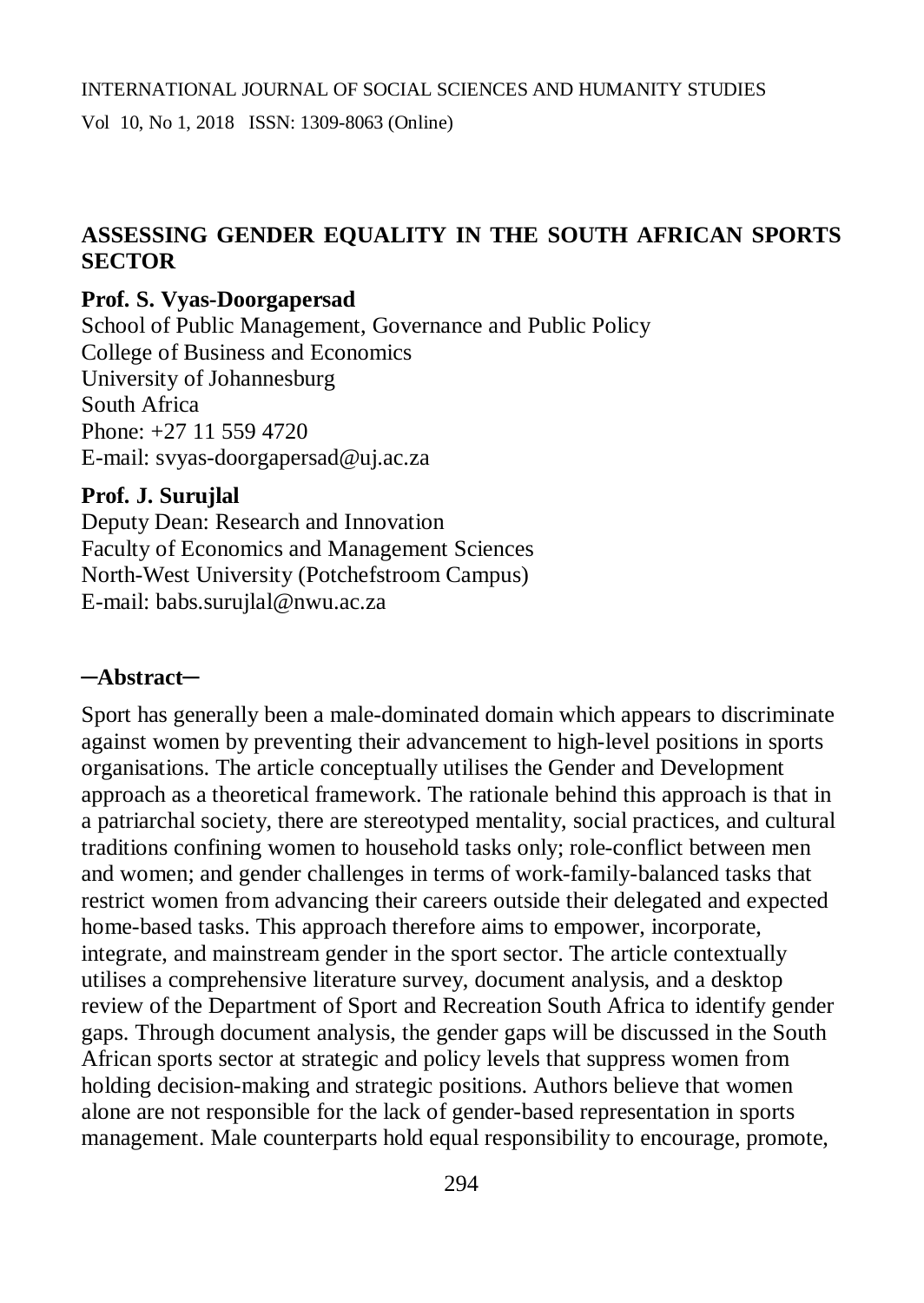# ASSESSING GENDER EQUALITY IN THE SOUTH AFRICAN SPORTS SECTOR

**Prof. S. Vyas-Doorgapersad**
School of Public Management, Governance and Public Policy
College of Business and Economics
University of Johannesburg
South Africa
Phone: +27 11 559 4720
E-mail: svyas-doorgapersad@uj.ac.za

**Prof. J. Surujlal**
Deputy Dean: Research and Innovation
Faculty of Economics and Management Sciences
North-West University (Potchefstroom Campus)
E-mail: babs.surujlal@nwu.ac.za

## ─Abstract─

Sport has generally been a male-dominated domain which appears to discriminate against women by preventing their advancement to high-level positions in sports organisations. The article conceptually utilises the Gender and Development approach as a theoretical framework. The rationale behind this approach is that in a patriarchal society, there are stereotyped mentality, social practices, and cultural traditions confining women to household tasks only; role-conflict between men and women; and gender challenges in terms of work-family-balanced tasks that restrict women from advancing their careers outside their delegated and expected home-based tasks. This approach therefore aims to empower, incorporate, integrate, and mainstream gender in the sport sector. The article contextually utilises a comprehensive literature survey, document analysis, and a desktop review of the Department of Sport and Recreation South Africa to identify gender gaps. Through document analysis, the gender gaps will be discussed in the South African sports sector at strategic and policy levels that suppress women from holding decision-making and strategic positions. Authors believe that women alone are not responsible for the lack of gender-based representation in sports management. Male counterparts hold equal responsibility to encourage, promote,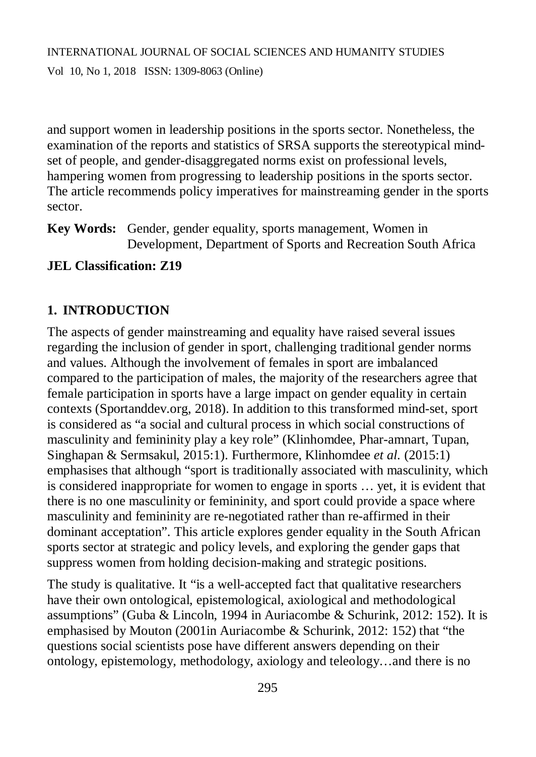and support women in leadership positions in the sports sector. Nonetheless, the examination of the reports and statistics of SRSA supports the stereotypical mind-set of people, and gender-disaggregated norms exist on professional levels, hampering women from progressing to leadership positions in the sports sector. The article recommends policy imperatives for mainstreaming gender in the sports sector.

**Key Words:** Gender, gender equality, sports management, Women in Development, Department of Sports and Recreation South Africa

**JEL Classification: Z19**

## 1. INTRODUCTION

The aspects of gender mainstreaming and equality have raised several issues regarding the inclusion of gender in sport, challenging traditional gender norms and values. Although the involvement of females in sport are imbalanced compared to the participation of males, the majority of the researchers agree that female participation in sports have a large impact on gender equality in certain contexts (Sportanddev.org, 2018). In addition to this transformed mind-set, sport is considered as "a social and cultural process in which social constructions of masculinity and femininity play a key role" (Klinhomdee, Phar-amnart, Tupan, Singhapan & Sermsakul, 2015:1). Furthermore, Klinhomdee *et al.* (2015:1) emphasises that although "sport is traditionally associated with masculinity, which is considered inappropriate for women to engage in sports … yet, it is evident that there is no one masculinity or femininity, and sport could provide a space where masculinity and femininity are re-negotiated rather than re-affirmed in their dominant acceptation". This article explores gender equality in the South African sports sector at strategic and policy levels, and exploring the gender gaps that suppress women from holding decision-making and strategic positions.

The study is qualitative. It "is a well-accepted fact that qualitative researchers have their own ontological, epistemological, axiological and methodological assumptions" (Guba & Lincoln, 1994 in Auriacombe & Schurink, 2012: 152). It is emphasised by Mouton (2001in Auriacombe & Schurink, 2012: 152) that "the questions social scientists pose have different answers depending on their ontology, epistemology, methodology, axiology and teleology…and there is no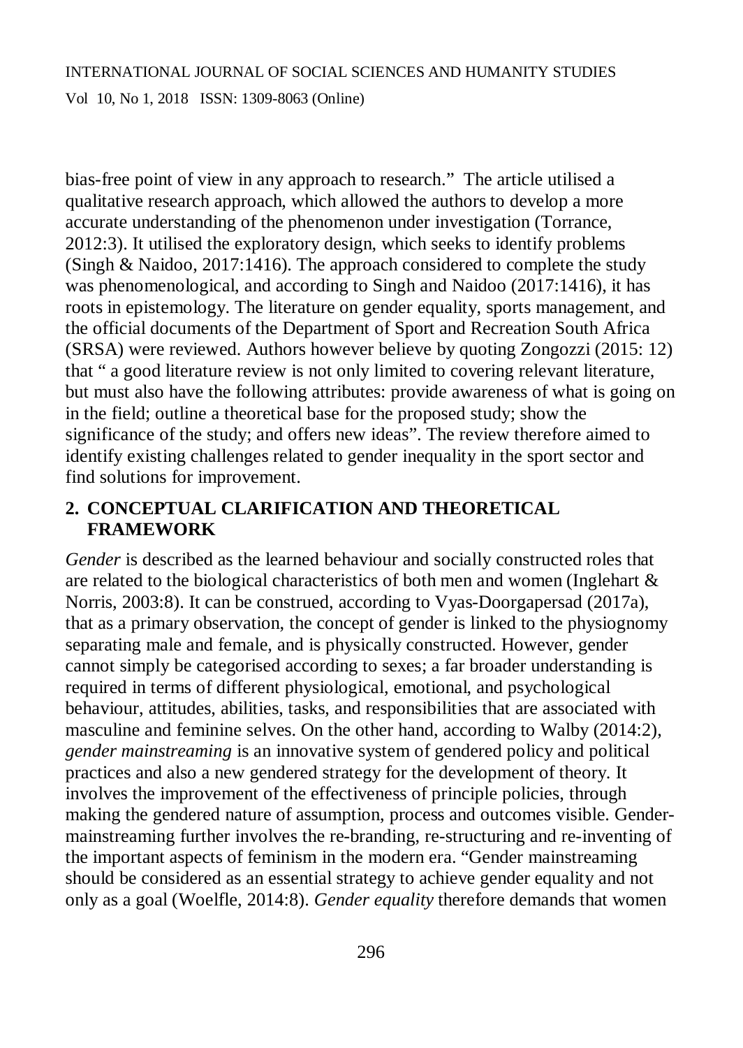bias-free point of view in any approach to research." The article utilised a qualitative research approach, which allowed the authors to develop a more accurate understanding of the phenomenon under investigation (Torrance, 2012:3). It utilised the exploratory design, which seeks to identify problems (Singh & Naidoo, 2017:1416). The approach considered to complete the study was phenomenological, and according to Singh and Naidoo (2017:1416), it has roots in epistemology. The literature on gender equality, sports management, and the official documents of the Department of Sport and Recreation South Africa (SRSA) were reviewed. Authors however believe by quoting Zongozzi (2015: 12) that " a good literature review is not only limited to covering relevant literature, but must also have the following attributes: provide awareness of what is going on in the field; outline a theoretical base for the proposed study; show the significance of the study; and offers new ideas". The review therefore aimed to identify existing challenges related to gender inequality in the sport sector and find solutions for improvement.

## 2. CONCEPTUAL CLARIFICATION AND THEORETICAL FRAMEWORK

*Gender* is described as the learned behaviour and socially constructed roles that are related to the biological characteristics of both men and women (Inglehart & Norris, 2003:8). It can be construed, according to Vyas-Doorgapersad (2017a), that as a primary observation, the concept of gender is linked to the physiognomy separating male and female, and is physically constructed. However, gender cannot simply be categorised according to sexes; a far broader understanding is required in terms of different physiological, emotional, and psychological behaviour, attitudes, abilities, tasks, and responsibilities that are associated with masculine and feminine selves. On the other hand, according to Walby (2014:2), *gender mainstreaming* is an innovative system of gendered policy and political practices and also a new gendered strategy for the development of theory. It involves the improvement of the effectiveness of principle policies, through making the gendered nature of assumption, process and outcomes visible. Gender-mainstreaming further involves the re-branding, re-structuring and re-inventing of the important aspects of feminism in the modern era. "Gender mainstreaming should be considered as an essential strategy to achieve gender equality and not only as a goal (Woelfle, 2014:8). *Gender equality* therefore demands that women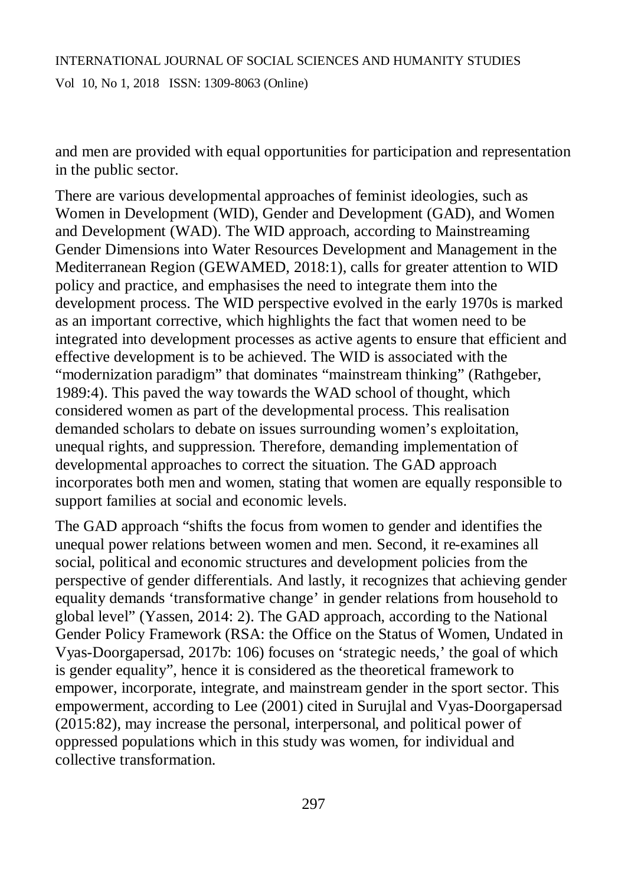and men are provided with equal opportunities for participation and representation in the public sector.

There are various developmental approaches of feminist ideologies, such as Women in Development (WID), Gender and Development (GAD), and Women and Development (WAD). The WID approach, according to Mainstreaming Gender Dimensions into Water Resources Development and Management in the Mediterranean Region (GEWAMED, 2018:1), calls for greater attention to WID policy and practice, and emphasises the need to integrate them into the development process. The WID perspective evolved in the early 1970s is marked as an important corrective, which highlights the fact that women need to be integrated into development processes as active agents to ensure that efficient and effective development is to be achieved. The WID is associated with the "modernization paradigm" that dominates "mainstream thinking" (Rathgeber, 1989:4). This paved the way towards the WAD school of thought, which considered women as part of the developmental process. This realisation demanded scholars to debate on issues surrounding women's exploitation, unequal rights, and suppression. Therefore, demanding implementation of developmental approaches to correct the situation. The GAD approach incorporates both men and women, stating that women are equally responsible to support families at social and economic levels.

The GAD approach "shifts the focus from women to gender and identifies the unequal power relations between women and men. Second, it re-examines all social, political and economic structures and development policies from the perspective of gender differentials. And lastly, it recognizes that achieving gender equality demands 'transformative change' in gender relations from household to global level" (Yassen, 2014: 2). The GAD approach, according to the National Gender Policy Framework (RSA: the Office on the Status of Women, Undated in Vyas-Doorgapersad, 2017b: 106) focuses on 'strategic needs,' the goal of which is gender equality", hence it is considered as the theoretical framework to empower, incorporate, integrate, and mainstream gender in the sport sector. This empowerment, according to Lee (2001) cited in Surujlal and Vyas-Doorgapersad (2015:82), may increase the personal, interpersonal, and political power of oppressed populations which in this study was women, for individual and collective transformation.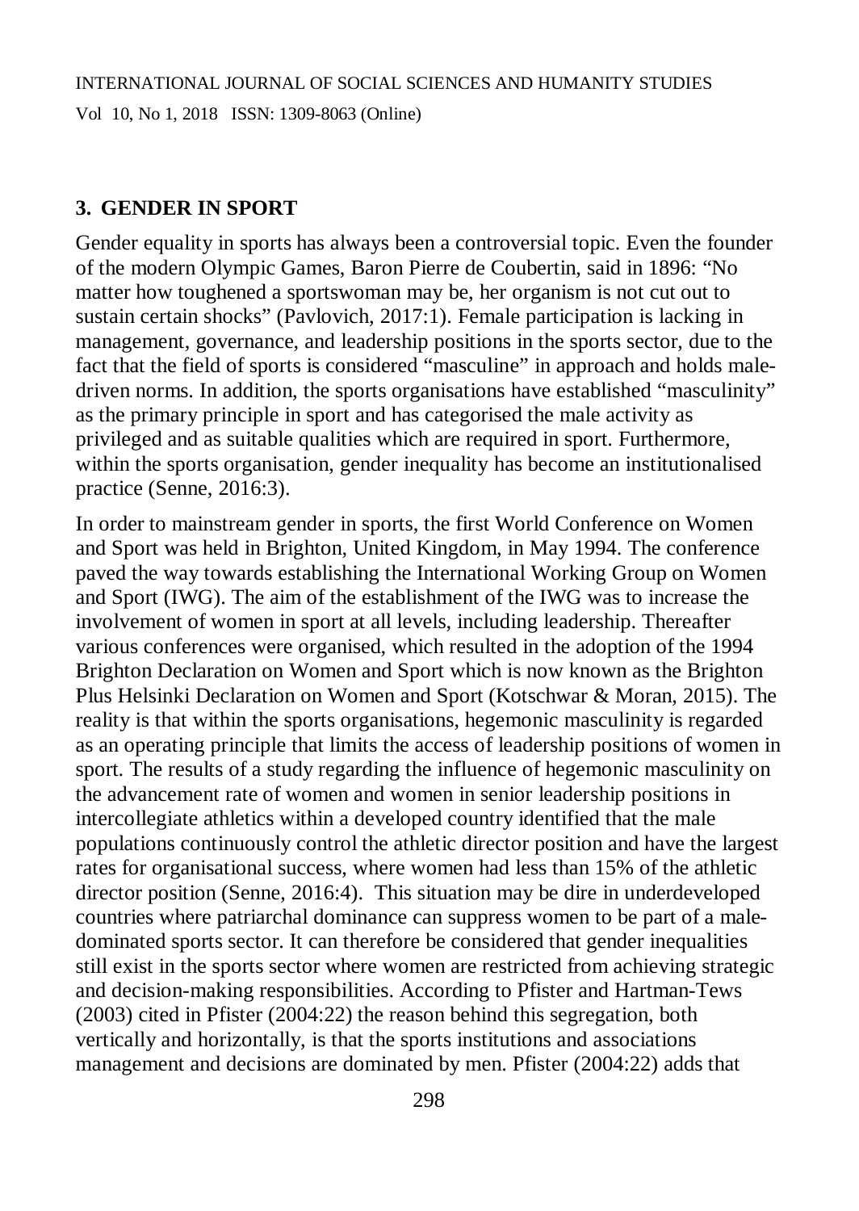## 3. GENDER IN SPORT

Gender equality in sports has always been a controversial topic. Even the founder of the modern Olympic Games, Baron Pierre de Coubertin, said in 1896: “No matter how toughened a sportswoman may be, her organism is not cut out to sustain certain shocks” (Pavlovich, 2017:1). Female participation is lacking in management, governance, and leadership positions in the sports sector, due to the fact that the field of sports is considered “masculine” in approach and holds male-driven norms. In addition, the sports organisations have established “masculinity” as the primary principle in sport and has categorised the male activity as privileged and as suitable qualities which are required in sport. Furthermore, within the sports organisation, gender inequality has become an institutionalised practice (Senne, 2016:3).

In order to mainstream gender in sports, the first World Conference on Women and Sport was held in Brighton, United Kingdom, in May 1994. The conference paved the way towards establishing the International Working Group on Women and Sport (IWG). The aim of the establishment of the IWG was to increase the involvement of women in sport at all levels, including leadership. Thereafter various conferences were organised, which resulted in the adoption of the 1994 Brighton Declaration on Women and Sport which is now known as the Brighton Plus Helsinki Declaration on Women and Sport (Kotschwar & Moran, 2015). The reality is that within the sports organisations, hegemonic masculinity is regarded as an operating principle that limits the access of leadership positions of women in sport. The results of a study regarding the influence of hegemonic masculinity on the advancement rate of women and women in senior leadership positions in intercollegiate athletics within a developed country identified that the male populations continuously control the athletic director position and have the largest rates for organisational success, where women had less than 15% of the athletic director position (Senne, 2016:4). This situation may be dire in underdeveloped countries where patriarchal dominance can suppress women to be part of a male-dominated sports sector. It can therefore be considered that gender inequalities still exist in the sports sector where women are restricted from achieving strategic and decision-making responsibilities. According to Pfister and Hartman-Tews (2003) cited in Pfister (2004:22) the reason behind this segregation, both vertically and horizontally, is that the sports institutions and associations management and decisions are dominated by men. Pfister (2004:22) adds that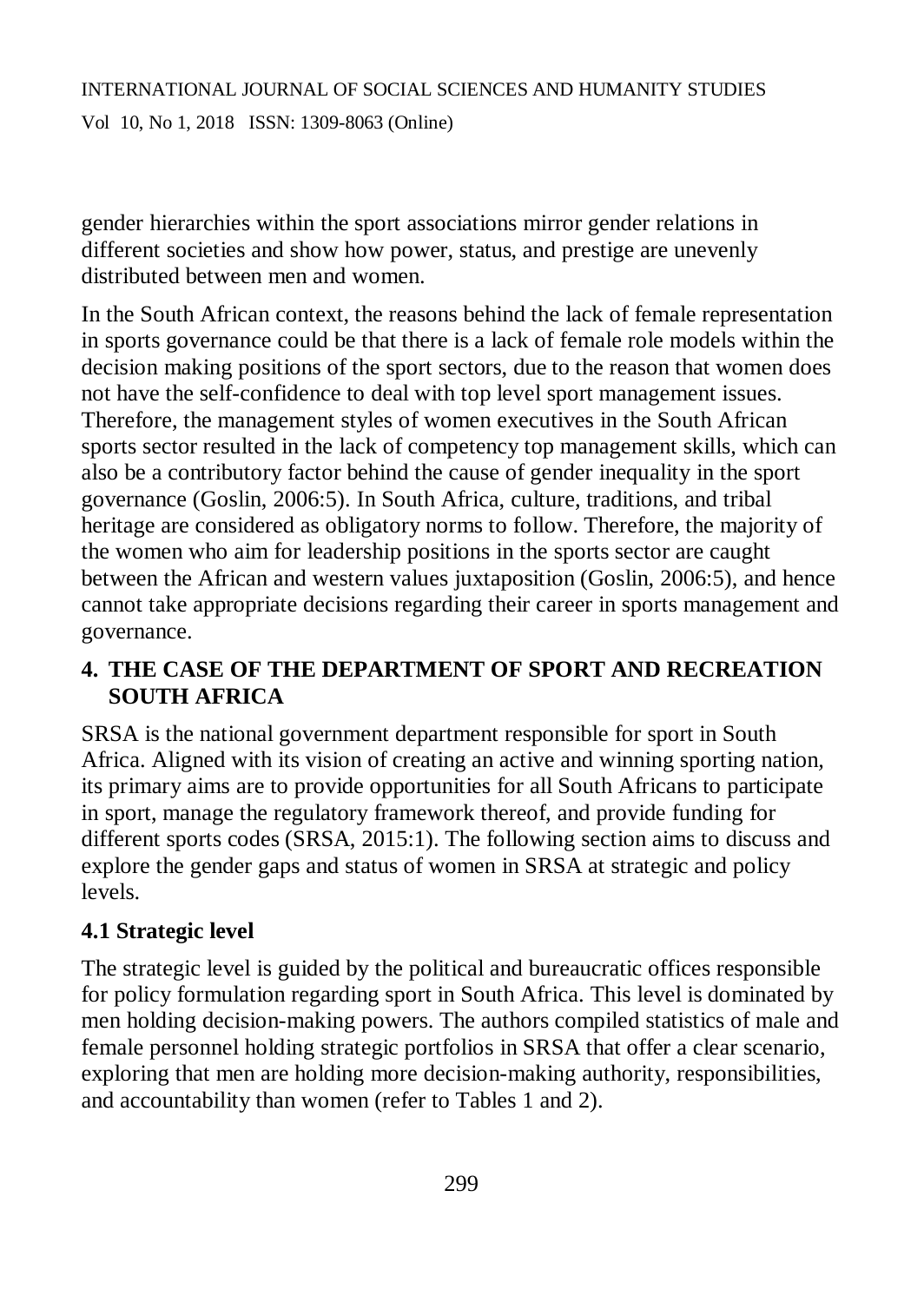gender hierarchies within the sport associations mirror gender relations in different societies and show how power, status, and prestige are unevenly distributed between men and women.

In the South African context, the reasons behind the lack of female representation in sports governance could be that there is a lack of female role models within the decision making positions of the sport sectors, due to the reason that women does not have the self-confidence to deal with top level sport management issues. Therefore, the management styles of women executives in the South African sports sector resulted in the lack of competency top management skills, which can also be a contributory factor behind the cause of gender inequality in the sport governance (Goslin, 2006:5). In South Africa, culture, traditions, and tribal heritage are considered as obligatory norms to follow. Therefore, the majority of the women who aim for leadership positions in the sports sector are caught between the African and western values juxtaposition (Goslin, 2006:5), and hence cannot take appropriate decisions regarding their career in sports management and governance.

## 4. THE CASE OF THE DEPARTMENT OF SPORT AND RECREATION SOUTH AFRICA

SRSA is the national government department responsible for sport in South Africa. Aligned with its vision of creating an active and winning sporting nation, its primary aims are to provide opportunities for all South Africans to participate in sport, manage the regulatory framework thereof, and provide funding for different sports codes (SRSA, 2015:1). The following section aims to discuss and explore the gender gaps and status of women in SRSA at strategic and policy levels.

### 4.1 Strategic level

The strategic level is guided by the political and bureaucratic offices responsible for policy formulation regarding sport in South Africa. This level is dominated by men holding decision-making powers. The authors compiled statistics of male and female personnel holding strategic portfolios in SRSA that offer a clear scenario, exploring that men are holding more decision-making authority, responsibilities, and accountability than women (refer to Tables 1 and 2).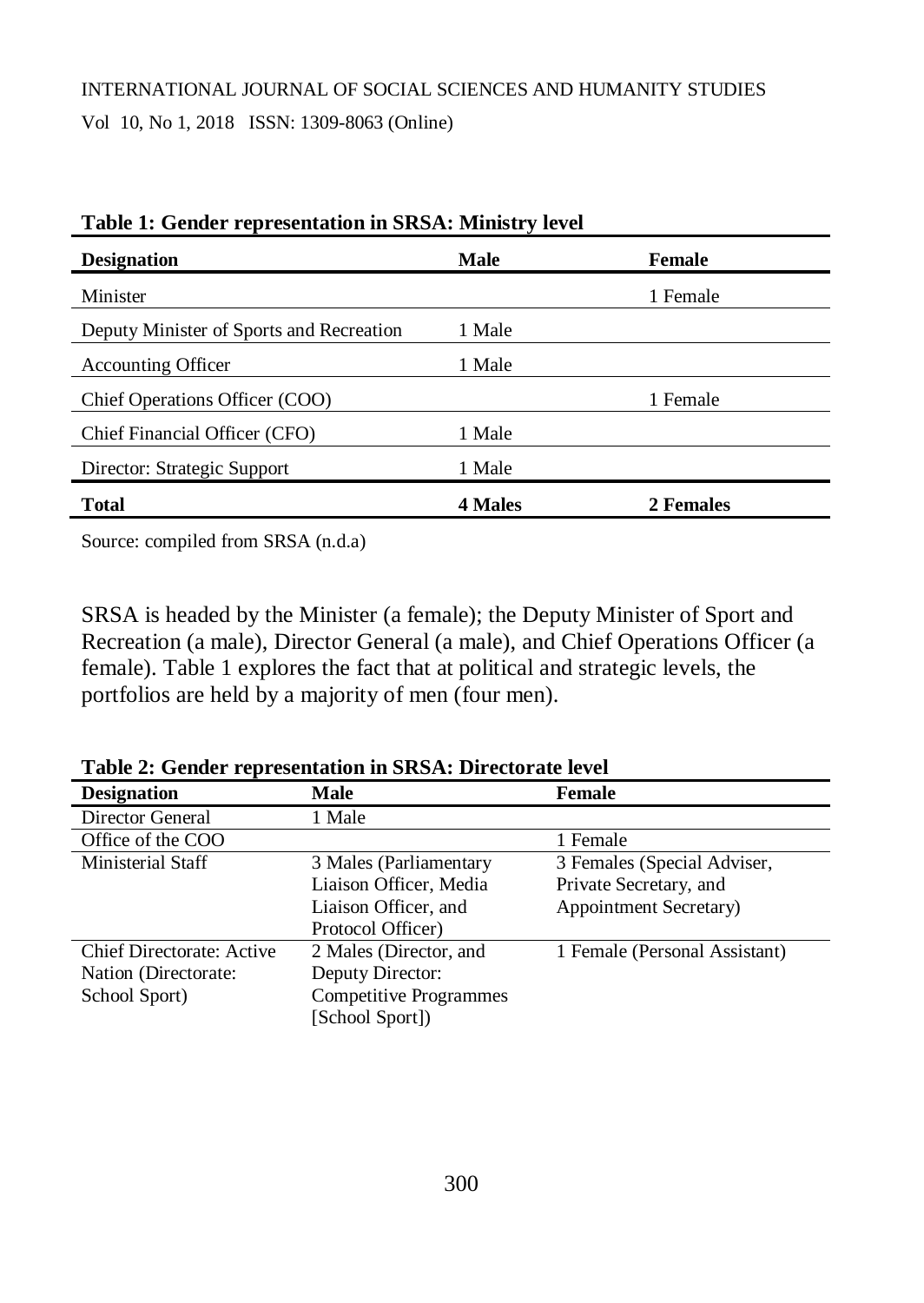**Table 1: Gender representation in SRSA: Ministry level**

| Designation | Male | Female |
|---|---|---|
| Minister | | 1 Female |
| Deputy Minister of Sports and Recreation | 1 Male | |
| Accounting Officer | 1 Male | |
| Chief Operations Officer (COO) | | 1 Female |
| Chief Financial Officer (CFO) | 1 Male | |
| Director: Strategic Support | 1 Male | |
| **Total** | **4 Males** | **2 Females** |

Source: compiled from SRSA (n.d.a)

SRSA is headed by the Minister (a female); the Deputy Minister of Sport and Recreation (a male), Director General (a male), and Chief Operations Officer (a female). Table 1 explores the fact that at political and strategic levels, the portfolios are held by a majority of men (four men).

**Table 2: Gender representation in SRSA: Directorate level**

| Designation | Male | Female |
|---|---|---|
| Director General | 1 Male | |
| Office of the COO | | 1 Female |
| Ministerial Staff | 3 Males (Parliamentary Liaison Officer, Media Liaison Officer, and Protocol Officer) | 3 Females (Special Adviser, Private Secretary, and Appointment Secretary) |
| Chief Directorate: Active Nation (Directorate: School Sport) | 2 Males (Director, and Deputy Director: Competitive Programmes [School Sport]) | 1 Female (Personal Assistant) |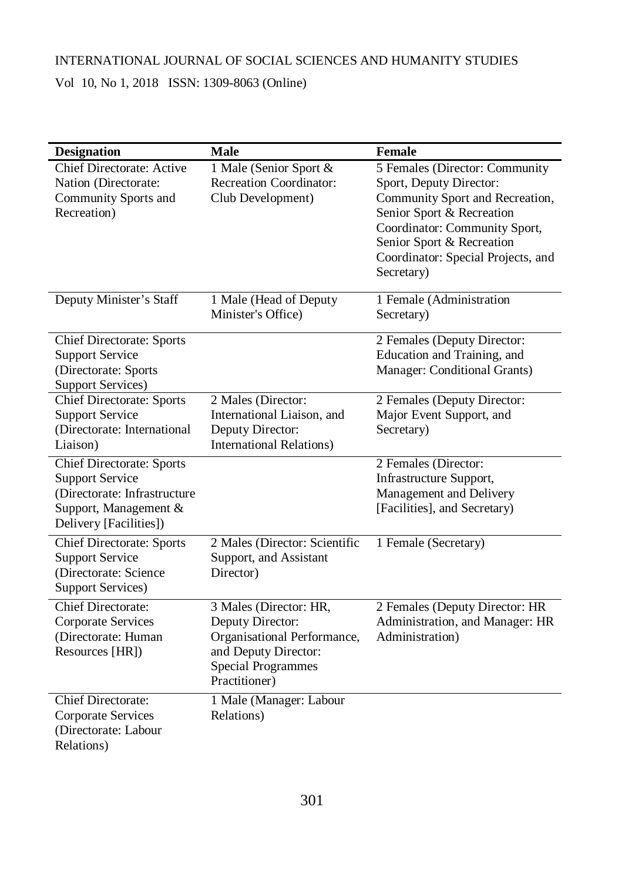| Designation | Male | Female |
|---|---|---|
| Chief Directorate: Active Nation (Directorate: Community Sports and Recreation) | 1 Male (Senior Sport & Recreation Coordinator: Club Development) | 5 Females (Director: Community Sport, Deputy Director: Community Sport and Recreation, Senior Sport & Recreation Coordinator: Community Sport, Senior Sport & Recreation Coordinator: Special Projects, and Secretary) |
| Deputy Minister's Staff | 1 Male (Head of Deputy Minister's Office) | 1 Female (Administration Secretary) |
| Chief Directorate: Sports Support Service (Directorate: Sports Support Services) | | 2 Females (Deputy Director: Education and Training, and Manager: Conditional Grants) |
| Chief Directorate: Sports Support Service (Directorate: International Liaison) | 2 Males (Director: International Liaison, and Deputy Director: International Relations) | 2 Females (Deputy Director: Major Event Support, and Secretary) |
| Chief Directorate: Sports Support Service (Directorate: Infrastructure Support, Management & Delivery [Facilities]) | | 2 Females (Director: Infrastructure Support, Management and Delivery [Facilities], and Secretary) |
| Chief Directorate: Sports Support Service (Directorate: Science Support Services) | 2 Males (Director: Scientific Support, and Assistant Director) | 1 Female (Secretary) |
| Chief Directorate: Corporate Services (Directorate: Human Resources [HR]) | 3 Males (Director: HR, Deputy Director: Organisational Performance, and Deputy Director: Special Programmes Practitioner) | 2 Females (Deputy Director: HR Administration, and Manager: HR Administration) |
| Chief Directorate: Corporate Services (Directorate: Labour Relations) | 1 Male (Manager: Labour Relations) | |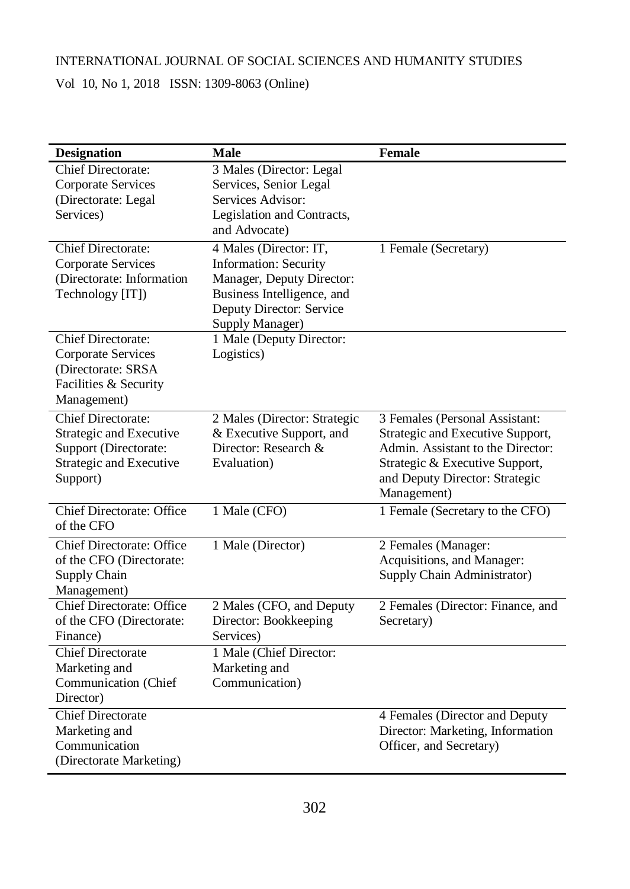| Designation | Male | Female |
| --- | --- | --- |
| Chief Directorate: Corporate Services (Directorate: Legal Services) | 3 Males (Director: Legal Services, Senior Legal Services Advisor: Legislation and Contracts, and Advocate) | |
| Chief Directorate: Corporate Services (Directorate: Information Technology [IT]) | 4 Males (Director: IT, Information: Security Manager, Deputy Director: Business Intelligence, and Deputy Director: Service Supply Manager) | 1 Female (Secretary) |
| Chief Directorate: Corporate Services (Directorate: SRSA Facilities & Security Management) | 1 Male (Deputy Director: Logistics) | |
| Chief Directorate: Strategic and Executive Support (Directorate: Strategic and Executive Support) | 2 Males (Director: Strategic & Executive Support, and Director: Research & Evaluation) | 3 Females (Personal Assistant: Strategic and Executive Support, Admin. Assistant to the Director: Strategic & Executive Support, and Deputy Director: Strategic Management) |
| Chief Directorate: Office of the CFO | 1 Male (CFO) | 1 Female (Secretary to the CFO) |
| Chief Directorate: Office of the CFO (Directorate: Supply Chain Management) | 1 Male (Director) | 2 Females (Manager: Acquisitions, and Manager: Supply Chain Administrator) |
| Chief Directorate: Office of the CFO (Directorate: Finance) | 2 Males (CFO, and Deputy Director: Bookkeeping Services) | 2 Females (Director: Finance, and Secretary) |
| Chief Directorate Marketing and Communication (Chief Director) | 1 Male (Chief Director: Marketing and Communication) | |
| Chief Directorate Marketing and Communication (Directorate Marketing) | | 4 Females (Director and Deputy Director: Marketing, Information Officer, and Secretary) |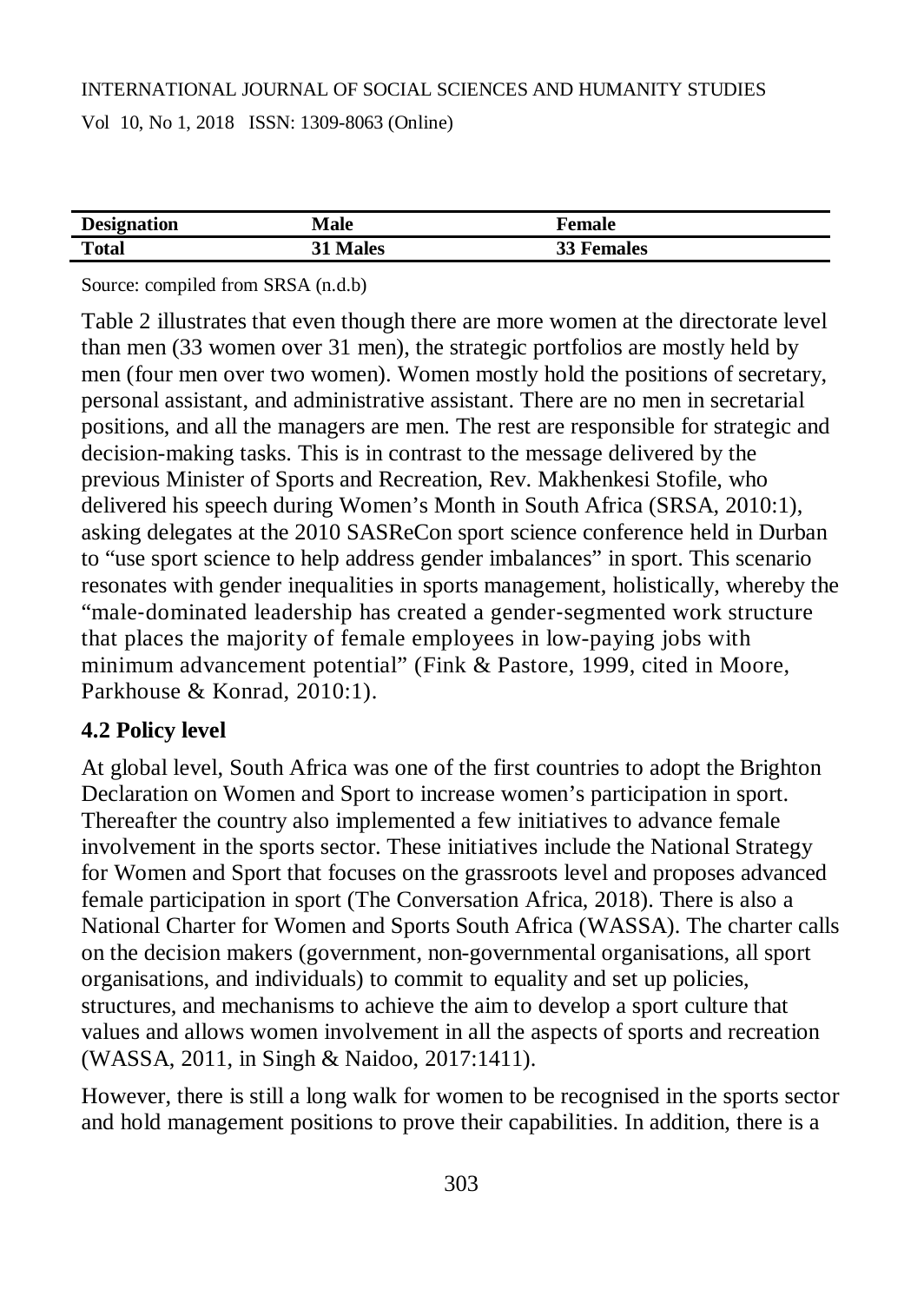| Designation | Male | Female |
|---|---|---|
| Total | 31 Males | 33 Females |

Source: compiled from SRSA (n.d.b)

Table 2 illustrates that even though there are more women at the directorate level than men (33 women over 31 men), the strategic portfolios are mostly held by men (four men over two women). Women mostly hold the positions of secretary, personal assistant, and administrative assistant. There are no men in secretarial positions, and all the managers are men. The rest are responsible for strategic and decision-making tasks. This is in contrast to the message delivered by the previous Minister of Sports and Recreation, Rev. Makhenkesi Stofile, who delivered his speech during Women's Month in South Africa (SRSA, 2010:1), asking delegates at the 2010 SASReCon sport science conference held in Durban to "use sport science to help address gender imbalances" in sport. This scenario resonates with gender inequalities in sports management, holistically, whereby the "male-dominated leadership has created a gender-segmented work structure that places the majority of female employees in low-paying jobs with minimum advancement potential" (Fink & Pastore, 1999, cited in Moore, Parkhouse & Konrad, 2010:1).

## 4.2 Policy level

At global level, South Africa was one of the first countries to adopt the Brighton Declaration on Women and Sport to increase women's participation in sport. Thereafter the country also implemented a few initiatives to advance female involvement in the sports sector. These initiatives include the National Strategy for Women and Sport that focuses on the grassroots level and proposes advanced female participation in sport (The Conversation Africa, 2018). There is also a National Charter for Women and Sports South Africa (WASSA). The charter calls on the decision makers (government, non-governmental organisations, all sport organisations, and individuals) to commit to equality and set up policies, structures, and mechanisms to achieve the aim to develop a sport culture that values and allows women involvement in all the aspects of sports and recreation (WASSA, 2011, in Singh & Naidoo, 2017:1411).

However, there is still a long walk for women to be recognised in the sports sector and hold management positions to prove their capabilities. In addition, there is a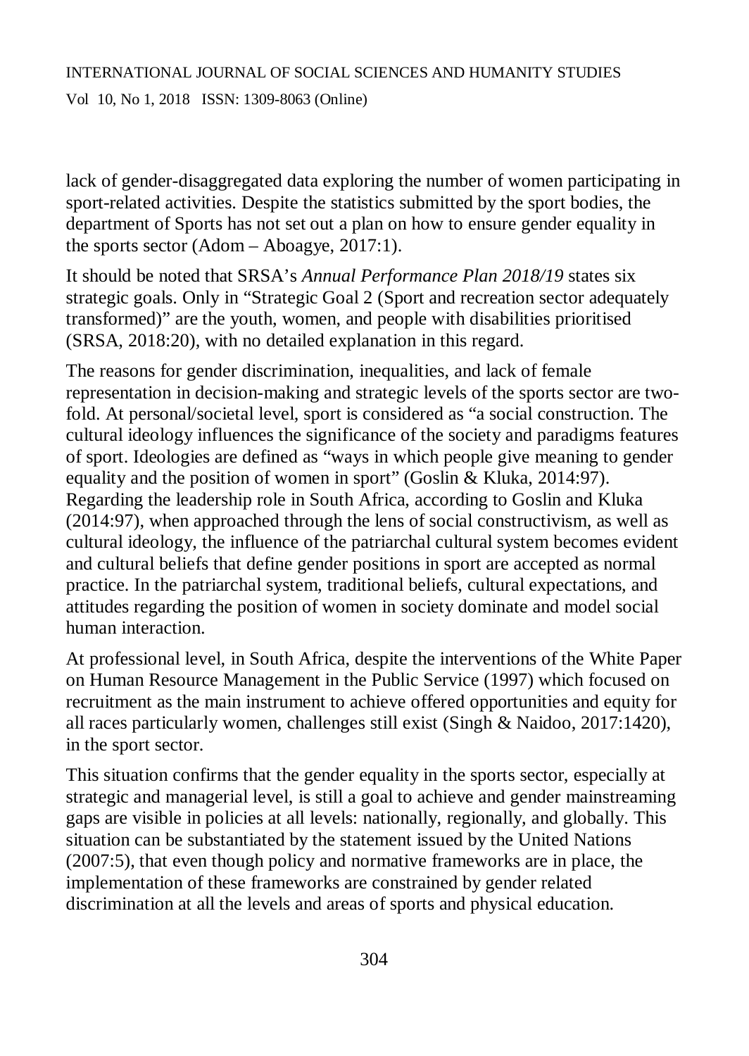lack of gender-disaggregated data exploring the number of women participating in sport-related activities. Despite the statistics submitted by the sport bodies, the department of Sports has not set out a plan on how to ensure gender equality in the sports sector (Adom – Aboagye, 2017:1).

It should be noted that SRSA's *Annual Performance Plan 2018/19* states six strategic goals. Only in "Strategic Goal 2 (Sport and recreation sector adequately transformed)" are the youth, women, and people with disabilities prioritised (SRSA, 2018:20), with no detailed explanation in this regard.

The reasons for gender discrimination, inequalities, and lack of female representation in decision-making and strategic levels of the sports sector are two-fold. At personal/societal level, sport is considered as "a social construction. The cultural ideology influences the significance of the society and paradigms features of sport. Ideologies are defined as "ways in which people give meaning to gender equality and the position of women in sport" (Goslin & Kluka, 2014:97). Regarding the leadership role in South Africa, according to Goslin and Kluka (2014:97), when approached through the lens of social constructivism, as well as cultural ideology, the influence of the patriarchal cultural system becomes evident and cultural beliefs that define gender positions in sport are accepted as normal practice. In the patriarchal system, traditional beliefs, cultural expectations, and attitudes regarding the position of women in society dominate and model social human interaction.

At professional level, in South Africa, despite the interventions of the White Paper on Human Resource Management in the Public Service (1997) which focused on recruitment as the main instrument to achieve offered opportunities and equity for all races particularly women, challenges still exist (Singh & Naidoo, 2017:1420), in the sport sector.

This situation confirms that the gender equality in the sports sector, especially at strategic and managerial level, is still a goal to achieve and gender mainstreaming gaps are visible in policies at all levels: nationally, regionally, and globally. This situation can be substantiated by the statement issued by the United Nations (2007:5), that even though policy and normative frameworks are in place, the implementation of these frameworks are constrained by gender related discrimination at all the levels and areas of sports and physical education.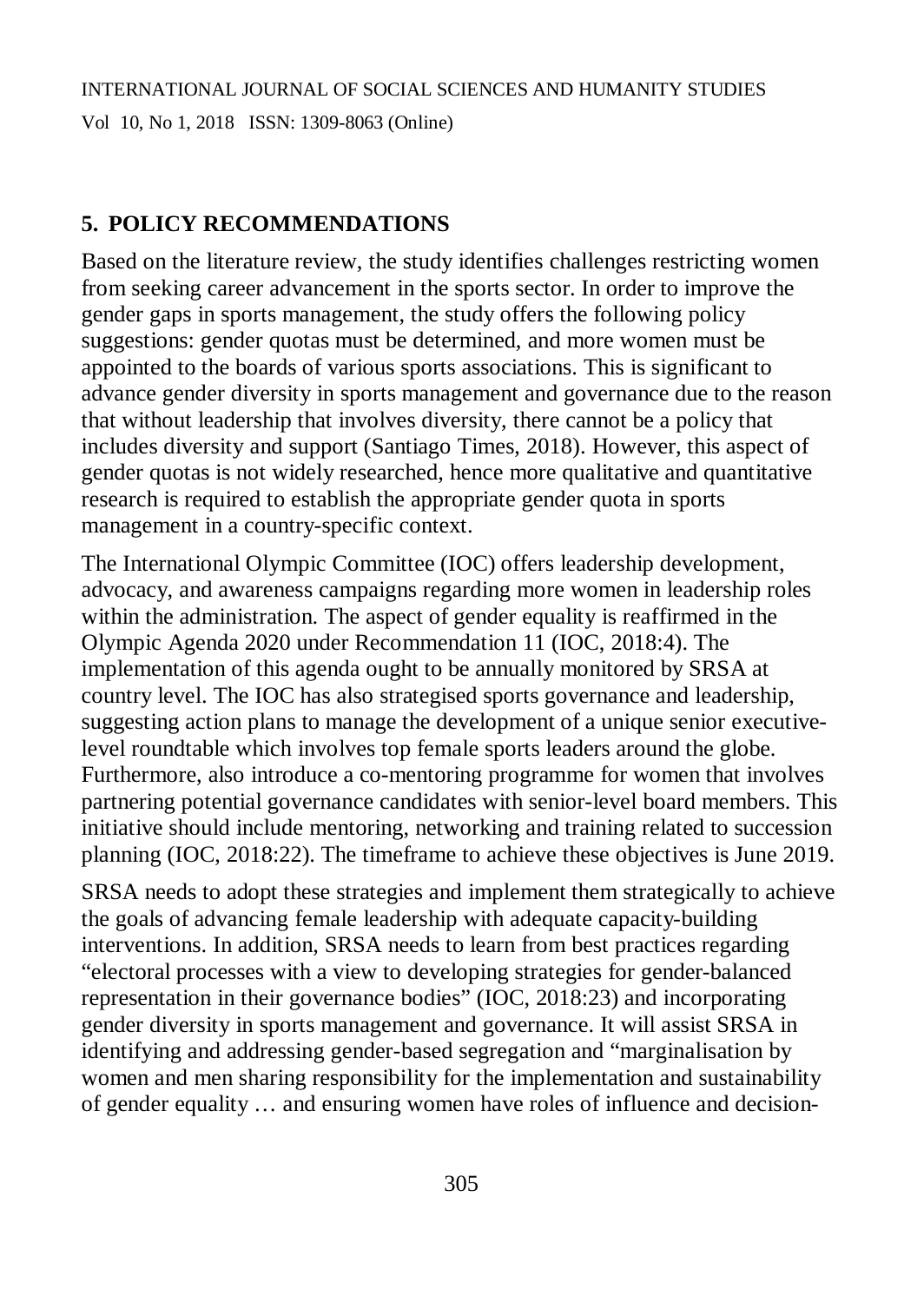## 5. POLICY RECOMMENDATIONS

Based on the literature review, the study identifies challenges restricting women from seeking career advancement in the sports sector. In order to improve the gender gaps in sports management, the study offers the following policy suggestions: gender quotas must be determined, and more women must be appointed to the boards of various sports associations. This is significant to advance gender diversity in sports management and governance due to the reason that without leadership that involves diversity, there cannot be a policy that includes diversity and support (Santiago Times, 2018). However, this aspect of gender quotas is not widely researched, hence more qualitative and quantitative research is required to establish the appropriate gender quota in sports management in a country-specific context.

The International Olympic Committee (IOC) offers leadership development, advocacy, and awareness campaigns regarding more women in leadership roles within the administration. The aspect of gender equality is reaffirmed in the Olympic Agenda 2020 under Recommendation 11 (IOC, 2018:4). The implementation of this agenda ought to be annually monitored by SRSA at country level. The IOC has also strategised sports governance and leadership, suggesting action plans to manage the development of a unique senior executive-level roundtable which involves top female sports leaders around the globe. Furthermore, also introduce a co-mentoring programme for women that involves partnering potential governance candidates with senior-level board members. This initiative should include mentoring, networking and training related to succession planning (IOC, 2018:22). The timeframe to achieve these objectives is June 2019.

SRSA needs to adopt these strategies and implement them strategically to achieve the goals of advancing female leadership with adequate capacity-building interventions. In addition, SRSA needs to learn from best practices regarding "electoral processes with a view to developing strategies for gender-balanced representation in their governance bodies" (IOC, 2018:23) and incorporating gender diversity in sports management and governance. It will assist SRSA in identifying and addressing gender-based segregation and "marginalisation by women and men sharing responsibility for the implementation and sustainability of gender equality … and ensuring women have roles of influence and decision-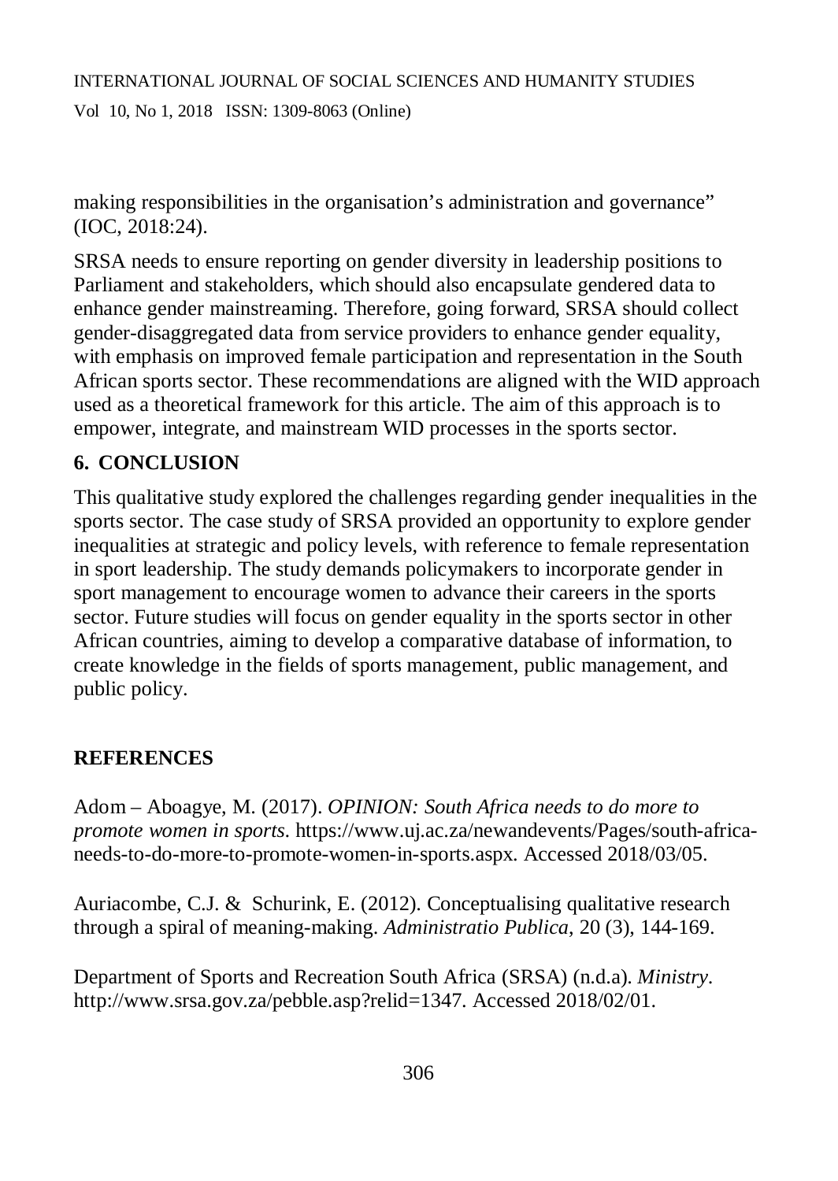making responsibilities in the organisation's administration and governance" (IOC, 2018:24).

SRSA needs to ensure reporting on gender diversity in leadership positions to Parliament and stakeholders, which should also encapsulate gendered data to enhance gender mainstreaming. Therefore, going forward, SRSA should collect gender-disaggregated data from service providers to enhance gender equality, with emphasis on improved female participation and representation in the South African sports sector. These recommendations are aligned with the WID approach used as a theoretical framework for this article. The aim of this approach is to empower, integrate, and mainstream WID processes in the sports sector.

## 6. CONCLUSION

This qualitative study explored the challenges regarding gender inequalities in the sports sector. The case study of SRSA provided an opportunity to explore gender inequalities at strategic and policy levels, with reference to female representation in sport leadership. The study demands policymakers to incorporate gender in sport management to encourage women to advance their careers in the sports sector. Future studies will focus on gender equality in the sports sector in other African countries, aiming to develop a comparative database of information, to create knowledge in the fields of sports management, public management, and public policy.

## REFERENCES

Adom – Aboagye, M. (2017). *OPINION: South Africa needs to do more to promote women in sports*. https://www.uj.ac.za/newandevents/Pages/south-africa-needs-to-do-more-to-promote-women-in-sports.aspx. Accessed 2018/03/05.

Auriacombe, C.J. & Schurink, E. (2012). Conceptualising qualitative research through a spiral of meaning-making. *Administratio Publica*, 20 (3), 144-169.

Department of Sports and Recreation South Africa (SRSA) (n.d.a). *Ministry*. http://www.srsa.gov.za/pebble.asp?relid=1347. Accessed 2018/02/01.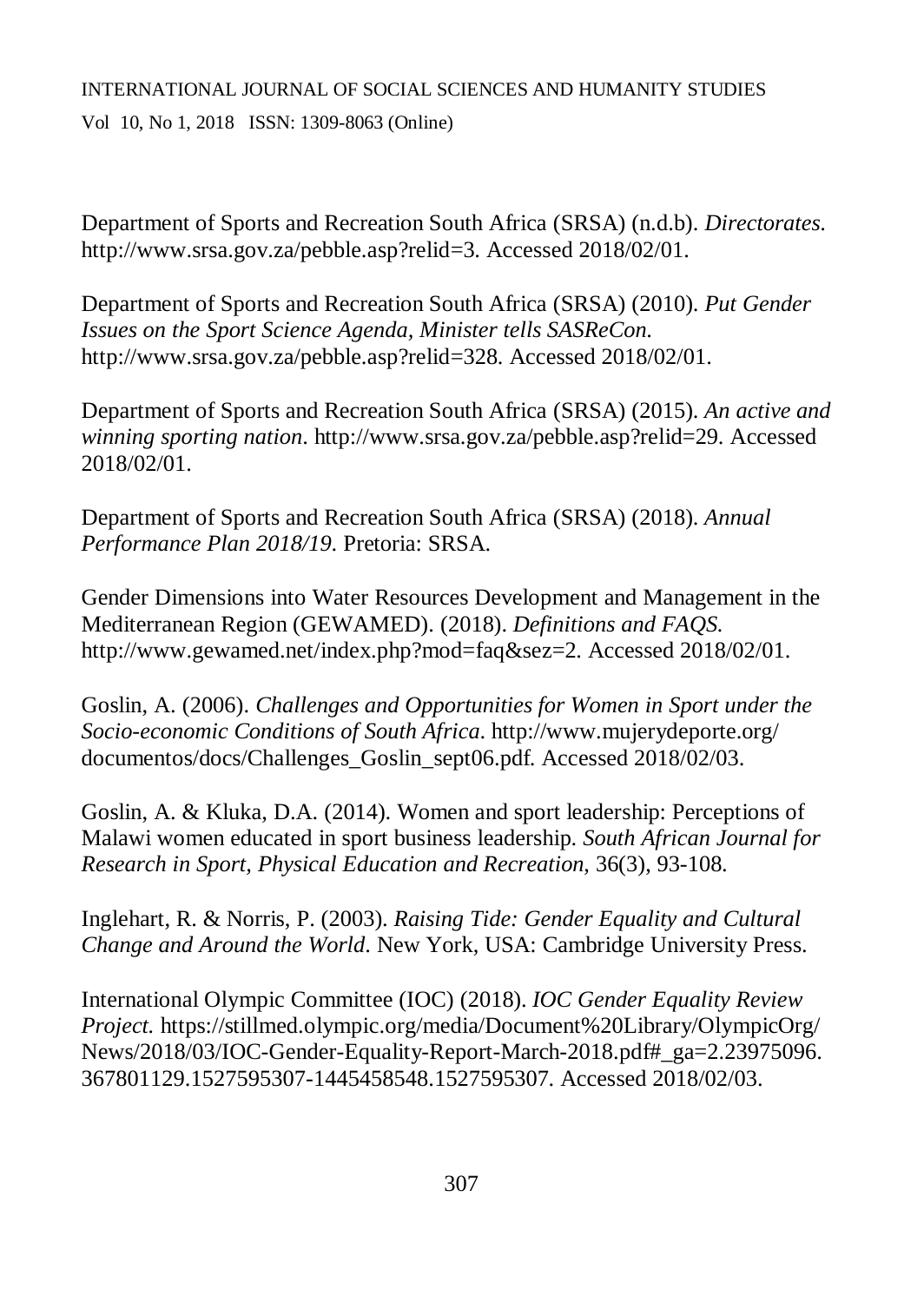Department of Sports and Recreation South Africa (SRSA) (n.d.b). *Directorates.* http://www.srsa.gov.za/pebble.asp?relid=3. Accessed 2018/02/01.

Department of Sports and Recreation South Africa (SRSA) (2010). *Put Gender Issues on the Sport Science Agenda, Minister tells SASReCon.* http://www.srsa.gov.za/pebble.asp?relid=328. Accessed 2018/02/01.

Department of Sports and Recreation South Africa (SRSA) (2015). *An active and winning sporting nation*. http://www.srsa.gov.za/pebble.asp?relid=29. Accessed 2018/02/01.

Department of Sports and Recreation South Africa (SRSA) (2018). *Annual Performance Plan 2018/19*. Pretoria: SRSA.

Gender Dimensions into Water Resources Development and Management in the Mediterranean Region (GEWAMED). (2018). *Definitions and FAQS.* http://www.gewamed.net/index.php?mod=faq&sez=2. Accessed 2018/02/01.

Goslin, A. (2006). *Challenges and Opportunities for Women in Sport under the Socio-economic Conditions of South Africa*. http://www.mujerydeporte.org/documentos/docs/Challenges_Goslin_sept06.pdf. Accessed 2018/02/03.

Goslin, A. & Kluka, D.A. (2014). Women and sport leadership: Perceptions of Malawi women educated in sport business leadership. *South African Journal for Research in Sport, Physical Education and Recreation*, 36(3), 93-108.

Inglehart, R. & Norris, P. (2003). *Raising Tide: Gender Equality and Cultural Change and Around the World*. New York, USA: Cambridge University Press.

International Olympic Committee (IOC) (2018). *IOC Gender Equality Review Project.* https://stillmed.olympic.org/media/Document%20Library/OlympicOrg/News/2018/03/IOC-Gender-Equality-Report-March-2018.pdf#_ga=2.23975096.367801129.1527595307-1445458548.1527595307. Accessed 2018/02/03.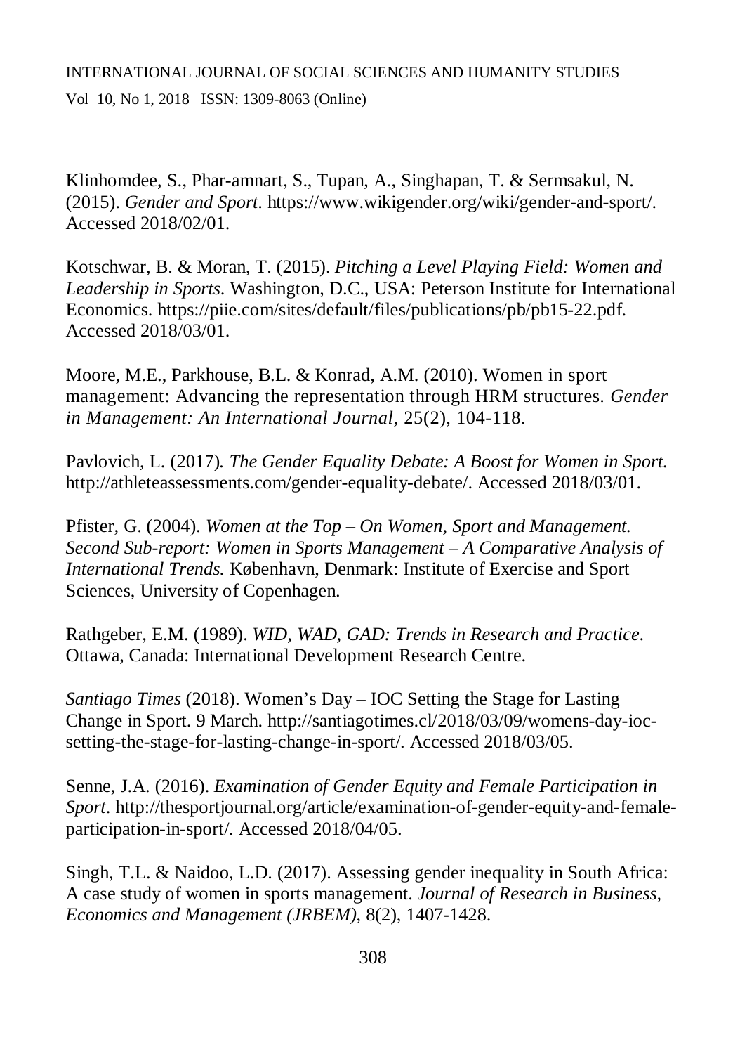Klinhomdee, S., Phar-amnart, S., Tupan, A., Singhapan, T. & Sermsakul, N. (2015). *Gender and Sport*. https://www.wikigender.org/wiki/gender-and-sport/. Accessed 2018/02/01.

Kotschwar, B. & Moran, T. (2015). *Pitching a Level Playing Field: Women and Leadership in Sports*. Washington, D.C., USA: Peterson Institute for International Economics. https://piie.com/sites/default/files/publications/pb/pb15-22.pdf. Accessed 2018/03/01.

Moore, M.E., Parkhouse, B.L. & Konrad, A.M. (2010). Women in sport management: Advancing the representation through HRM structures. *Gender in Management: An International Journal*, 25(2), 104-118.

Pavlovich, L. (2017). *The Gender Equality Debate: A Boost for Women in Sport*. http://athleteassessments.com/gender-equality-debate/. Accessed 2018/03/01.

Pfister, G. (2004). *Women at the Top – On Women, Sport and Management. Second Sub-report: Women in Sports Management – A Comparative Analysis of International Trends.* København, Denmark: Institute of Exercise and Sport Sciences, University of Copenhagen.

Rathgeber, E.M. (1989). *WID, WAD, GAD: Trends in Research and Practice*. Ottawa, Canada: International Development Research Centre.

*Santiago Times* (2018). Women's Day – IOC Setting the Stage for Lasting Change in Sport. 9 March. http://santiagotimes.cl/2018/03/09/womens-day-ioc-setting-the-stage-for-lasting-change-in-sport/. Accessed 2018/03/05.

Senne, J.A. (2016). *Examination of Gender Equity and Female Participation in Sport*. http://thesportjournal.org/article/examination-of-gender-equity-and-female-participation-in-sport/. Accessed 2018/04/05.

Singh, T.L. & Naidoo, L.D. (2017). Assessing gender inequality in South Africa: A case study of women in sports management. *Journal of Research in Business, Economics and Management (JRBEM)*, 8(2), 1407-1428.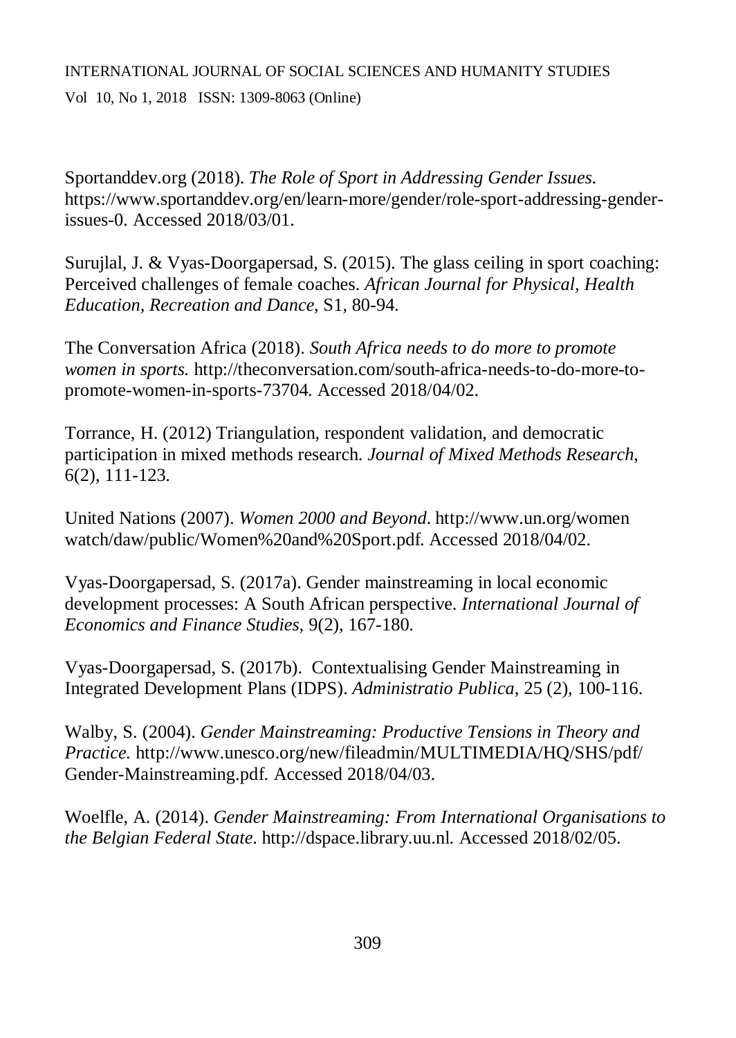Sportanddev.org (2018). *The Role of Sport in Addressing Gender Issues.* https://www.sportanddev.org/en/learn-more/gender/role-sport-addressing-gender-issues-0. Accessed 2018/03/01.

Surujlal, J. & Vyas-Doorgapersad, S. (2015). The glass ceiling in sport coaching: Perceived challenges of female coaches. *African Journal for Physical, Health Education, Recreation and Dance*, S1, 80-94.

The Conversation Africa (2018). *South Africa needs to do more to promote women in sports.* http://theconversation.com/south-africa-needs-to-do-more-to-promote-women-in-sports-73704. Accessed 2018/04/02.

Torrance, H. (2012) Triangulation, respondent validation, and democratic participation in mixed methods research. *Journal of Mixed Methods Research*, 6(2), 111-123.

United Nations (2007). *Women 2000 and Beyond*. http://www.un.org/women watch/daw/public/Women%20and%20Sport.pdf. Accessed 2018/04/02.

Vyas-Doorgapersad, S. (2017a). Gender mainstreaming in local economic development processes: A South African perspective. *International Journal of Economics and Finance Studies*, 9(2), 167-180.

Vyas-Doorgapersad, S. (2017b). Contextualising Gender Mainstreaming in Integrated Development Plans (IDPS). *Administratio Publica*, 25 (2), 100-116.

Walby, S. (2004). *Gender Mainstreaming: Productive Tensions in Theory and Practice.* http://www.unesco.org/new/fileadmin/MULTIMEDIA/HQ/SHS/pdf/Gender-Mainstreaming.pdf. Accessed 2018/04/03.

Woelfle, A. (2014). *Gender Mainstreaming: From International Organisations to the Belgian Federal State*. http://dspace.library.uu.nl. Accessed 2018/02/05.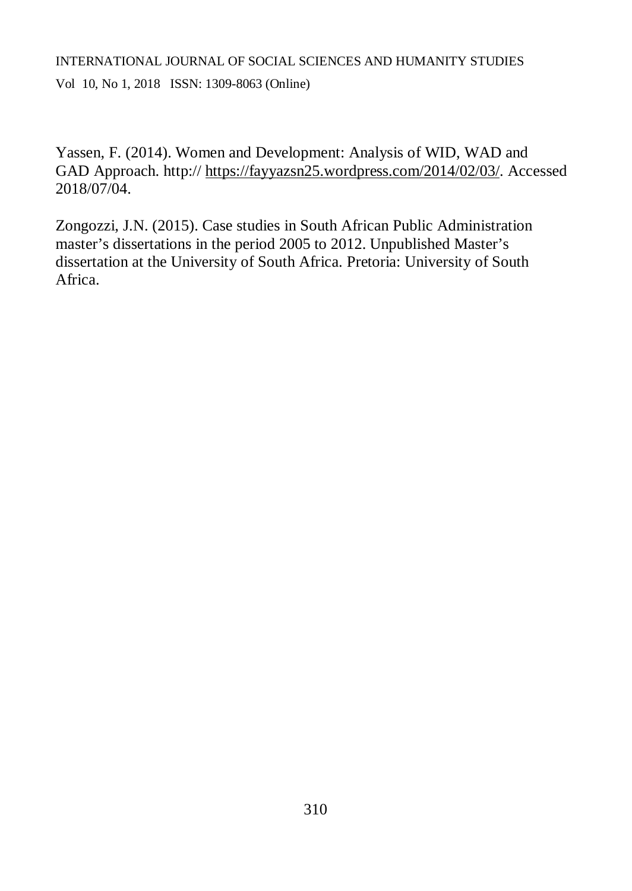Yassen, F. (2014). Women and Development: Analysis of WID, WAD and GAD Approach. http:// https://fayyazsn25.wordpress.com/2014/02/03/. Accessed 2018/07/04.

Zongozzi, J.N. (2015). Case studies in South African Public Administration master's dissertations in the period 2005 to 2012. Unpublished Master's dissertation at the University of South Africa. Pretoria: University of South Africa.